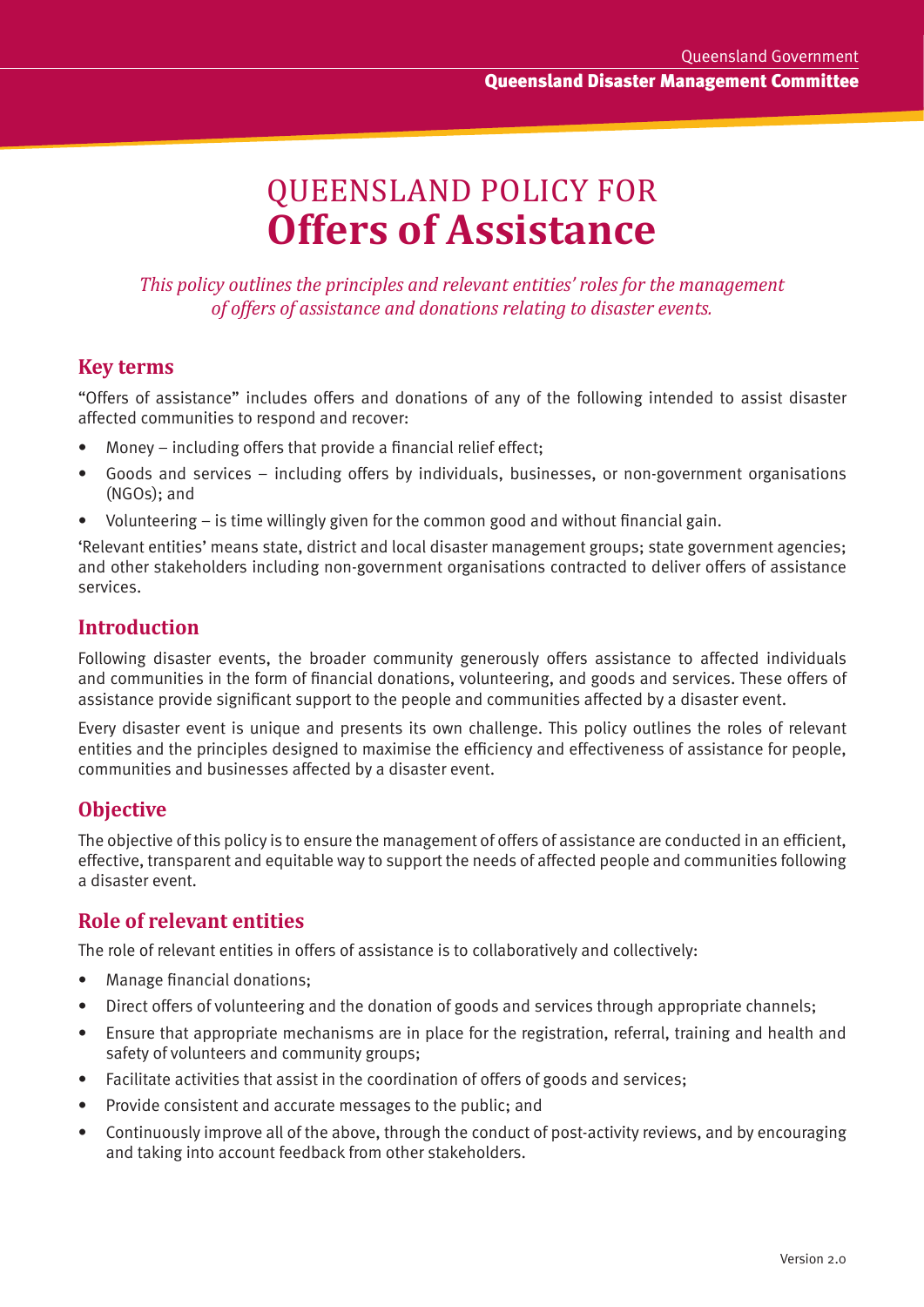Queensland Government

**Queensland Disaster Management Committee**

# QUEENSLAND POLICY FOR **Offers of Assistance**

*This policy outlines the principles and relevant entities' roles for the management of offers of assistance and donations relating to disaster events.*

## Key terms

"Offers of assistance" includes offers and donations of any of the following intended to assist disaster affected communities to respond and recover:

- Money – including offers that provide a financial relief effect;
- Goods and services – including offers by individuals, businesses, or non-government organisations (NGOs); and
- Volunteering – is time willingly given for the common good and without financial gain.

'Relevant entities' means state, district and local disaster management groups; state government agencies; and other stakeholders including non-government organisations contracted to deliver offers of assistance services.

## Introduction

Following disaster events, the broader community generously offers assistance to affected individuals and communities in the form of financial donations, volunteering, and goods and services. These offers of assistance provide significant support to the people and communities affected by a disaster event.

Every disaster event is unique and presents its own challenge. This policy outlines the roles of relevant entities and the principles designed to maximise the efficiency and effectiveness of assistance for people, communities and businesses affected by a disaster event.

## Objective

The objective of this policy is to ensure the management of offers of assistance are conducted in an efficient, effective, transparent and equitable way to support the needs of affected people and communities following a disaster event.

## Role of relevant entities

The role of relevant entities in offers of assistance is to collaboratively and collectively:

- Manage financial donations;
- Direct offers of volunteering and the donation of goods and services through appropriate channels;
- Ensure that appropriate mechanisms are in place for the registration, referral, training and health and safety of volunteers and community groups;
- Facilitate activities that assist in the coordination of offers of goods and services;
- Provide consistent and accurate messages to the public; and
- Continuously improve all of the above, through the conduct of post-activity reviews, and by encouraging and taking into account feedback from other stakeholders.

Version 2.0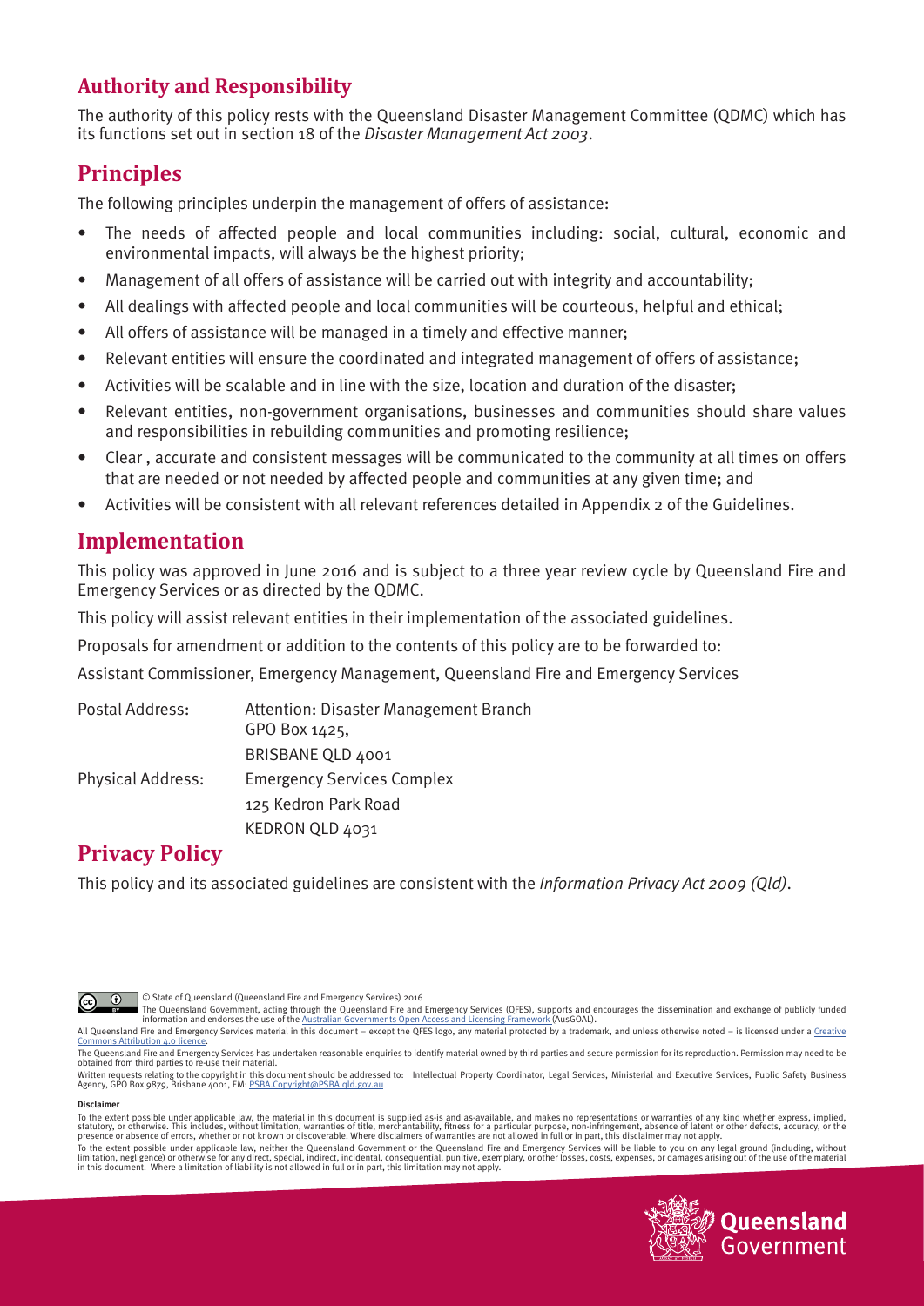## Authority and Responsibility

The authority of this policy rests with the Queensland Disaster Management Committee (QDMC) which has its functions set out in section 18 of the *Disaster Management Act 2003*.

## Principles

The following principles underpin the management of offers of assistance:

- The needs of affected people and local communities including: social, cultural, economic and environmental impacts, will always be the highest priority;
- Management of all offers of assistance will be carried out with integrity and accountability;
- All dealings with affected people and local communities will be courteous, helpful and ethical;
- All offers of assistance will be managed in a timely and effective manner;
- Relevant entities will ensure the coordinated and integrated management of offers of assistance;
- Activities will be scalable and in line with the size, location and duration of the disaster;
- Relevant entities, non-government organisations, businesses and communities should share values and responsibilities in rebuilding communities and promoting resilience;
- Clear , accurate and consistent messages will be communicated to the community at all times on offers that are needed or not needed by affected people and communities at any given time; and
- Activities will be consistent with all relevant references detailed in Appendix 2 of the Guidelines.

## Implementation

This policy was approved in June 2016 and is subject to a three year review cycle by Queensland Fire and Emergency Services or as directed by the QDMC.

This policy will assist relevant entities in their implementation of the associated guidelines.

Proposals for amendment or addition to the contents of this policy are to be forwarded to:

Assistant Commissioner, Emergency Management, Queensland Fire and Emergency Services

| | |
|---|---|
| Postal Address: | Attention: Disaster Management Branch<br>GPO Box 1425,<br>BRISBANE QLD 4001 |
| Physical Address: | Emergency Services Complex<br>125 Kedron Park Road<br>KEDRON QLD 4031 |

## Privacy Policy

This policy and its associated guidelines are consistent with the *Information Privacy Act 2009 (Qld)*.

© State of Queensland (Queensland Fire and Emergency Services) 2016

The Queensland Government, acting through the Queensland Fire and Emergency Services (QFES), supports and encourages the dissemination and exchange of publicly funded information and endorses the use of the Australian Governments Open Access and Licensing Framework (AusGOAL).

All Queensland Fire and Emergency Services material in this document – except the QFES logo, any material protected by a trademark, and unless otherwise noted – is licensed under a Creative Commons Attribution 4.0 licence.

The Queensland Fire and Emergency Services has undertaken reasonable enquiries to identify material owned by third parties and secure permission for its reproduction. Permission may need to be obtained from third parties to re-use their material.

Written requests relating to the copyright in this document should be addressed to: Intellectual Property Coordinator, Legal Services, Ministerial and Executive Services, Public Safety Business Agency, GPO Box 9879, Brisbane 4001, EM: PSBA.Copyright@PSBA.qld.gov.au

**Disclaimer**

To the extent possible under applicable law, the material in this document is supplied as-is and as-available, and makes no representations or warranties of any kind whether express, implied, statutory, or otherwise. This includes, without limitation, warranties of title, merchantability, fitness for a particular purpose, non-infringement, absence of latent or other defects, accuracy, or the presence or absence of errors, whether or not known or discoverable. Where disclaimers of warranties are not allowed in full or in part, this disclaimer may not apply.

To the extent possible under applicable law, neither the Queensland Government or the Queensland Fire and Emergency Services will be liable to you on any legal ground (including, without limitation, negligence) or otherwise for any direct, special, indirect, incidental, consequential, punitive, exemplary, or other losses, costs, expenses, or damages arising out of the use of the material in this document. Where a limitation of liability is not allowed in full or in part, this limitation may not apply.

Queensland Government